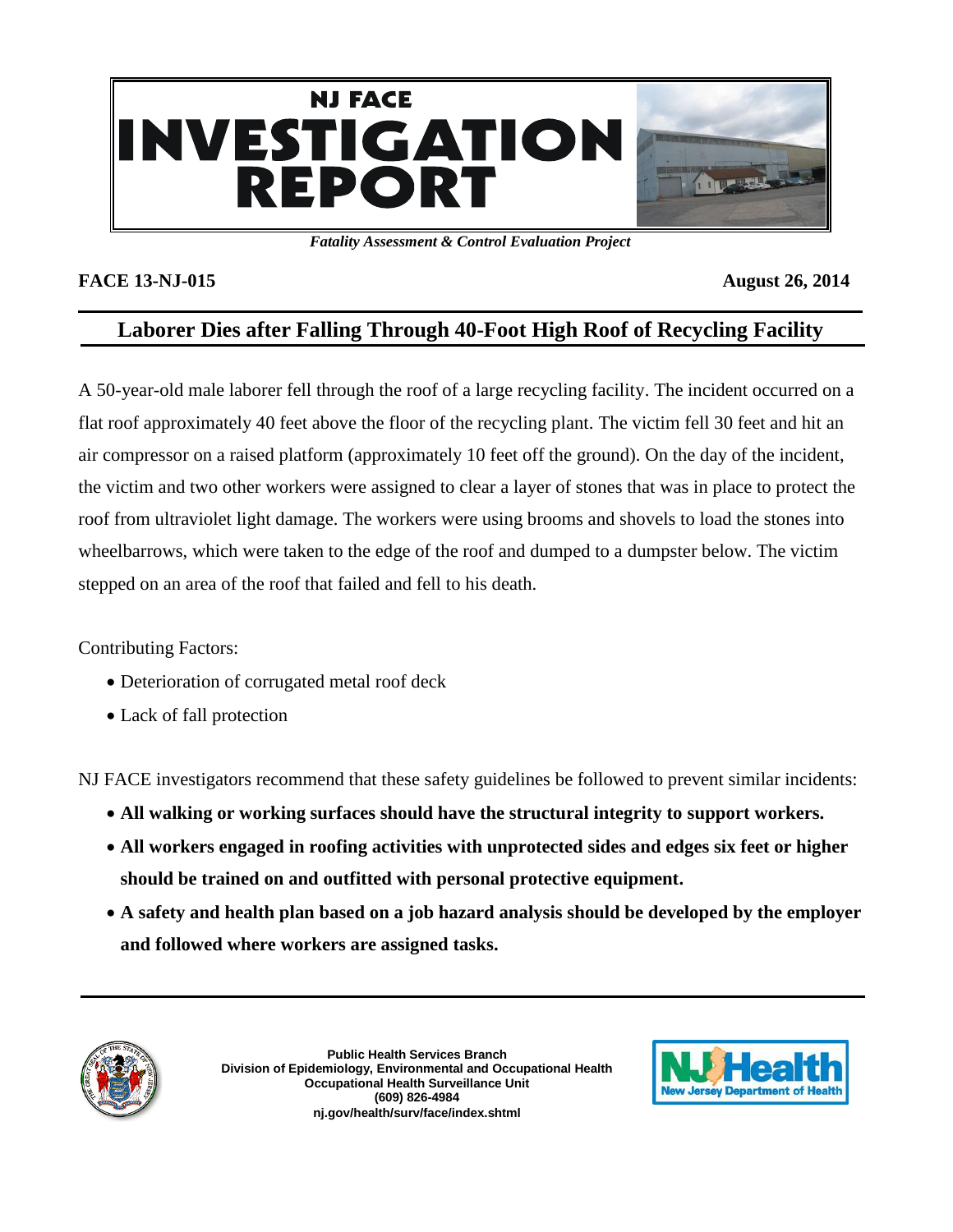# NJ FACE INVESTIGATION REPORT

*Fatality Assessment & Control Evaluation Project*

**FACE 13-NJ-015** **August 26, 2014**

## Laborer Dies after Falling Through 40-Foot High Roof of Recycling Facility

A 50-year-old male laborer fell through the roof of a large recycling facility. The incident occurred on a flat roof approximately 40 feet above the floor of the recycling plant. The victim fell 30 feet and hit an air compressor on a raised platform (approximately 10 feet off the ground). On the day of the incident, the victim and two other workers were assigned to clear a layer of stones that was in place to protect the roof from ultraviolet light damage. The workers were using brooms and shovels to load the stones into wheelbarrows, which were taken to the edge of the roof and dumped to a dumpster below. The victim stepped on an area of the roof that failed and fell to his death.

Contributing Factors:

- Deterioration of corrugated metal roof deck
- Lack of fall protection

NJ FACE investigators recommend that these safety guidelines be followed to prevent similar incidents:

- **All walking or working surfaces should have the structural integrity to support workers.**
- **All workers engaged in roofing activities with unprotected sides and edges six feet or higher should be trained on and outfitted with personal protective equipment.**
- **A safety and health plan based on a job hazard analysis should be developed by the employer and followed where workers are assigned tasks.**

**Public Health Services Branch**
**Division of Epidemiology, Environmental and Occupational Health**
**Occupational Health Surveillance Unit**
**(609) 826-4984**
**nj.gov/health/surv/face/index.shtml**

NJ Health New Jersey Department of Health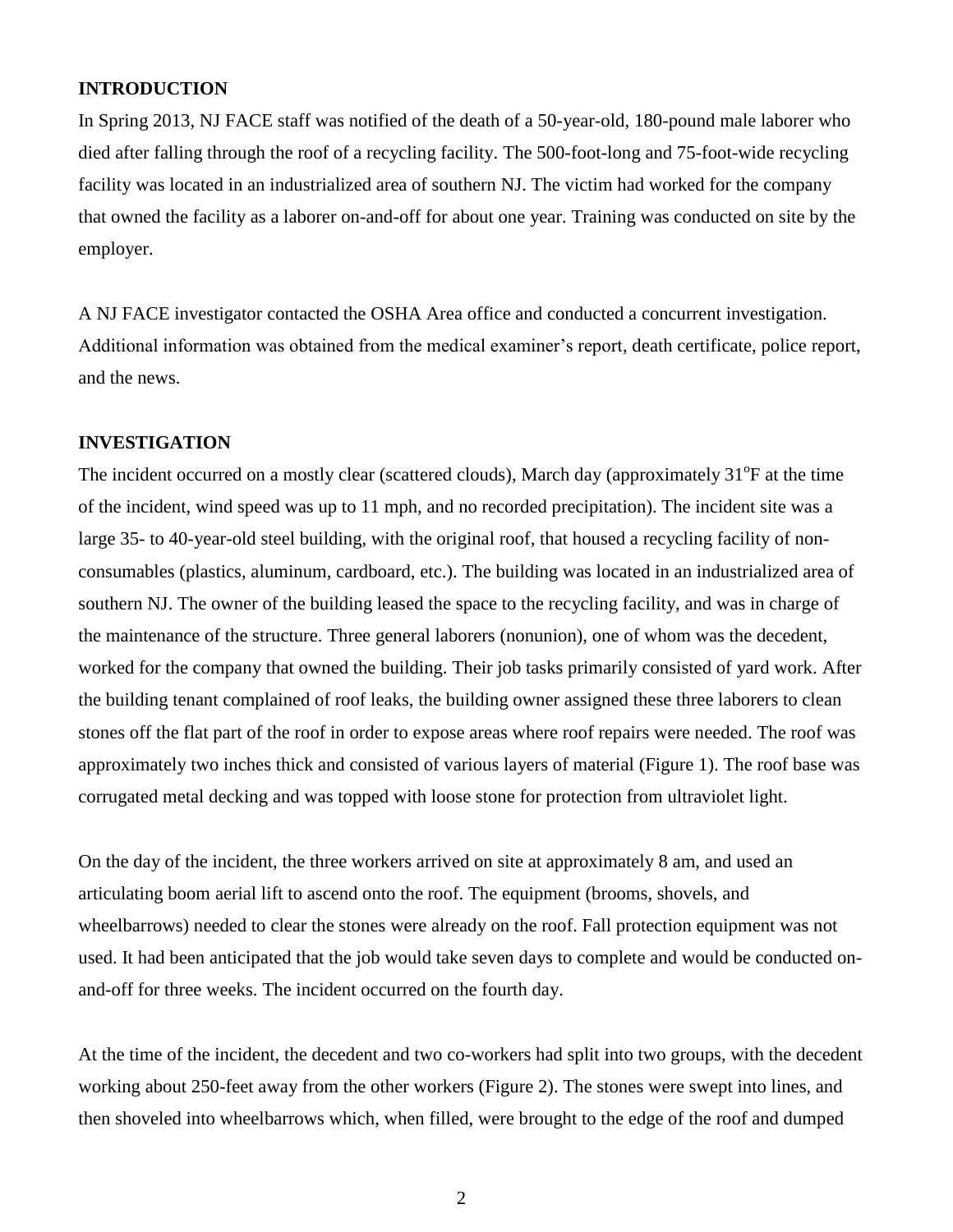## INTRODUCTION

In Spring 2013, NJ FACE staff was notified of the death of a 50-year-old, 180-pound male laborer who died after falling through the roof of a recycling facility. The 500-foot-long and 75-foot-wide recycling facility was located in an industrialized area of southern NJ. The victim had worked for the company that owned the facility as a laborer on-and-off for about one year. Training was conducted on site by the employer.

A NJ FACE investigator contacted the OSHA Area office and conducted a concurrent investigation. Additional information was obtained from the medical examiner's report, death certificate, police report, and the news.

## INVESTIGATION

The incident occurred on a mostly clear (scattered clouds), March day (approximately 31°F at the time of the incident, wind speed was up to 11 mph, and no recorded precipitation). The incident site was a large 35- to 40-year-old steel building, with the original roof, that housed a recycling facility of non-consumables (plastics, aluminum, cardboard, etc.). The building was located in an industrialized area of southern NJ. The owner of the building leased the space to the recycling facility, and was in charge of the maintenance of the structure. Three general laborers (nonunion), one of whom was the decedent, worked for the company that owned the building. Their job tasks primarily consisted of yard work. After the building tenant complained of roof leaks, the building owner assigned these three laborers to clean stones off the flat part of the roof in order to expose areas where roof repairs were needed. The roof was approximately two inches thick and consisted of various layers of material (Figure 1). The roof base was corrugated metal decking and was topped with loose stone for protection from ultraviolet light.

On the day of the incident, the three workers arrived on site at approximately 8 am, and used an articulating boom aerial lift to ascend onto the roof. The equipment (brooms, shovels, and wheelbarrows) needed to clear the stones were already on the roof. Fall protection equipment was not used. It had been anticipated that the job would take seven days to complete and would be conducted on-and-off for three weeks. The incident occurred on the fourth day.

At the time of the incident, the decedent and two co-workers had split into two groups, with the decedent working about 250-feet away from the other workers (Figure 2). The stones were swept into lines, and then shoveled into wheelbarrows which, when filled, were brought to the edge of the roof and dumped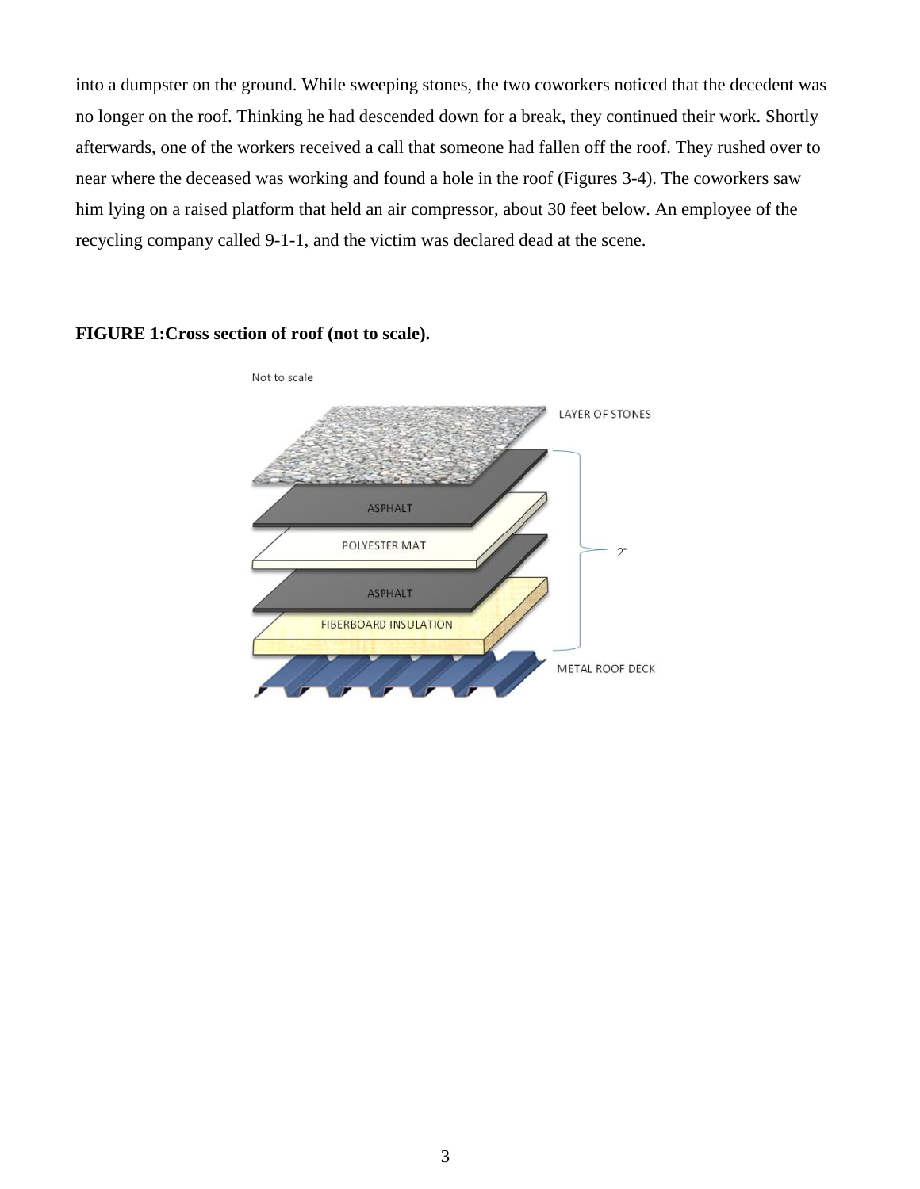into a dumpster on the ground. While sweeping stones, the two coworkers noticed that the decedent was no longer on the roof. Thinking he had descended down for a break, they continued their work. Shortly afterwards, one of the workers received a call that someone had fallen off the roof. They rushed over to near where the deceased was working and found a hole in the roof (Figures 3-4). The coworkers saw him lying on a raised platform that held an air compressor, about 30 feet below. An employee of the recycling company called 9-1-1, and the victim was declared dead at the scene.

**FIGURE 1:Cross section of roof (not to scale).**

Not to scale

LAYER OF STONES

ASPHALT

POLYESTER MAT

ASPHALT

FIBERBOARD INSULATION

METAL ROOF DECK

2"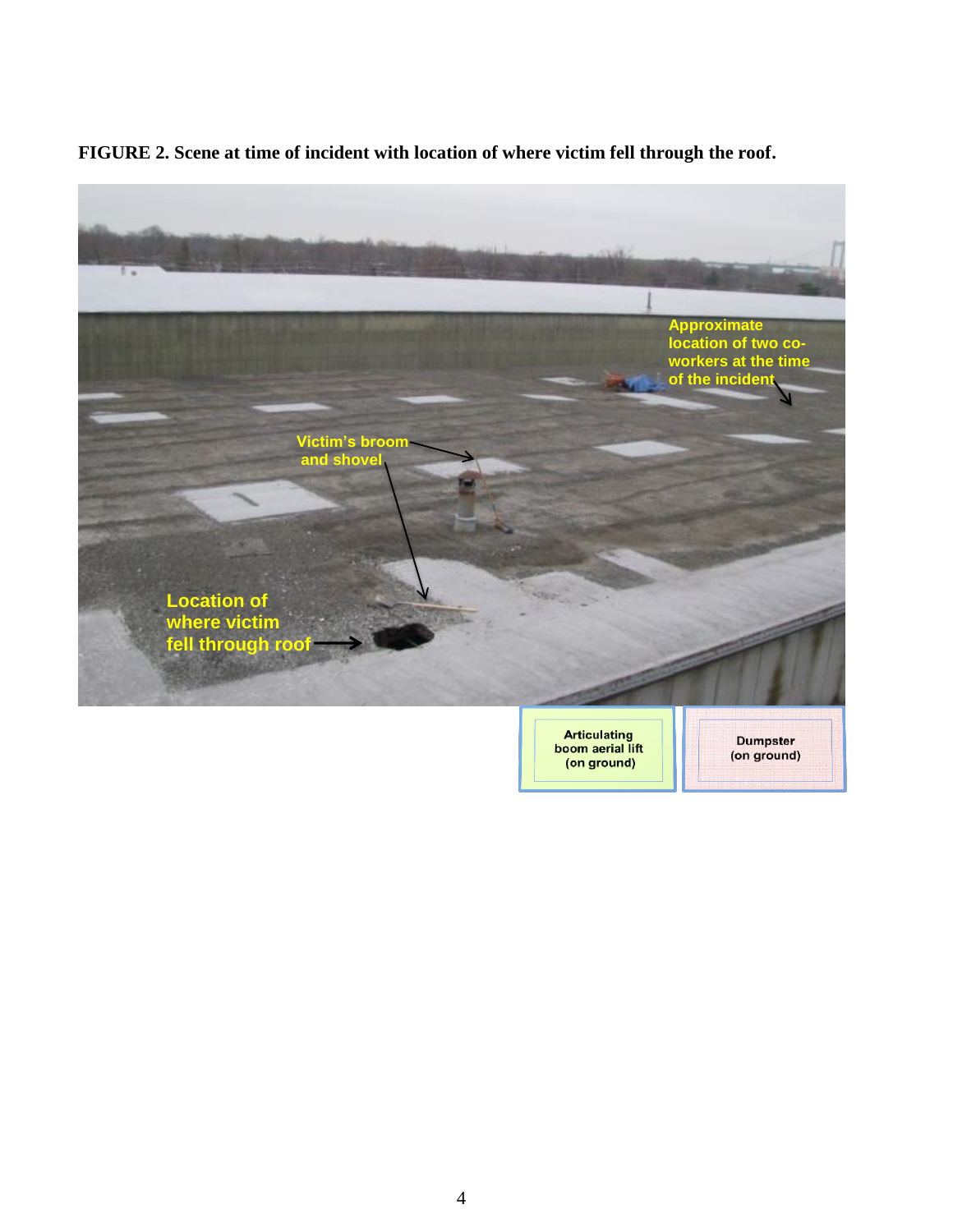**FIGURE 2. Scene at time of incident with location of where victim fell through the roof.**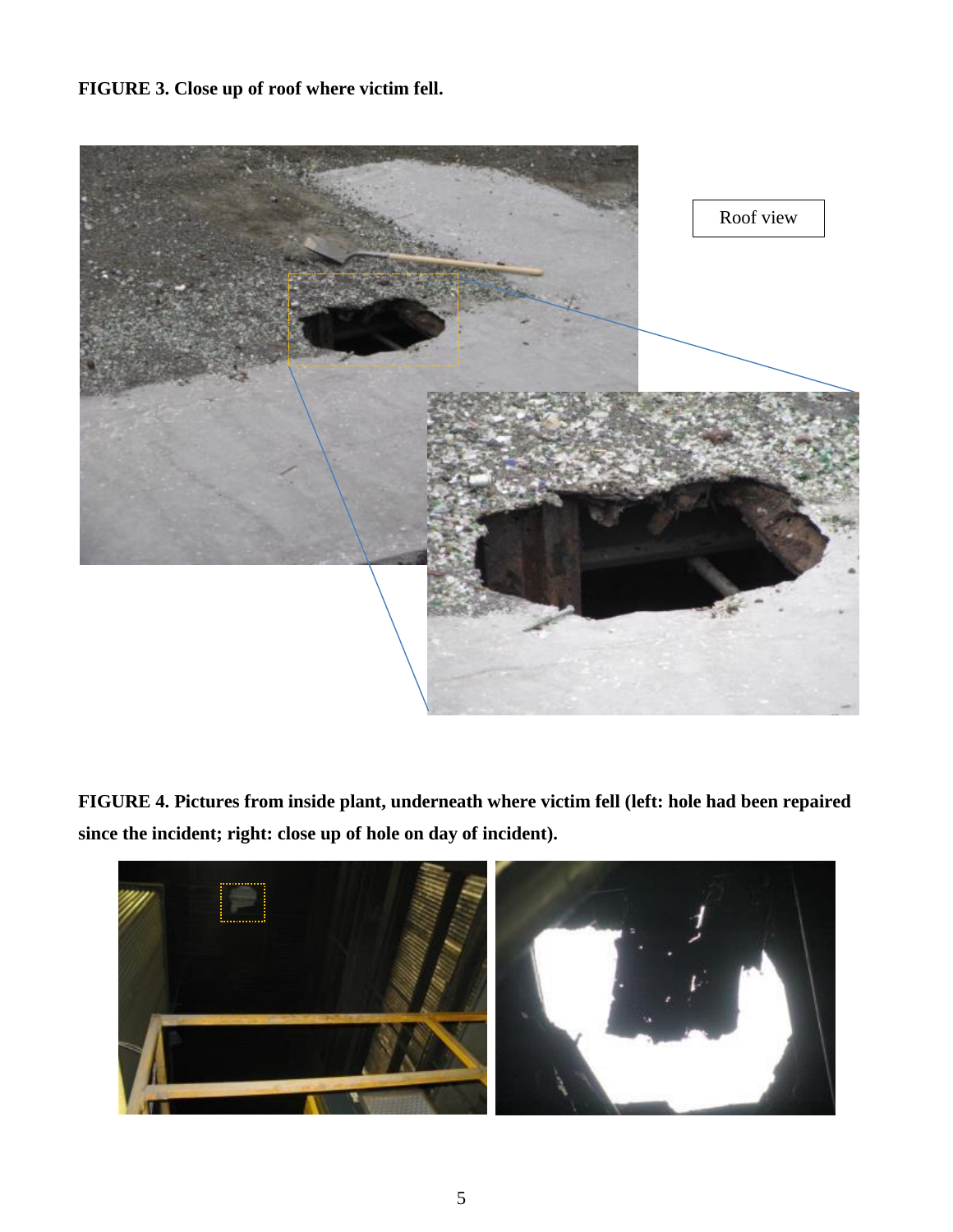**FIGURE 3. Close up of roof where victim fell.**

Roof view

**FIGURE 4. Pictures from inside plant, underneath where victim fell (left: hole had been repaired since the incident; right: close up of hole on day of incident).**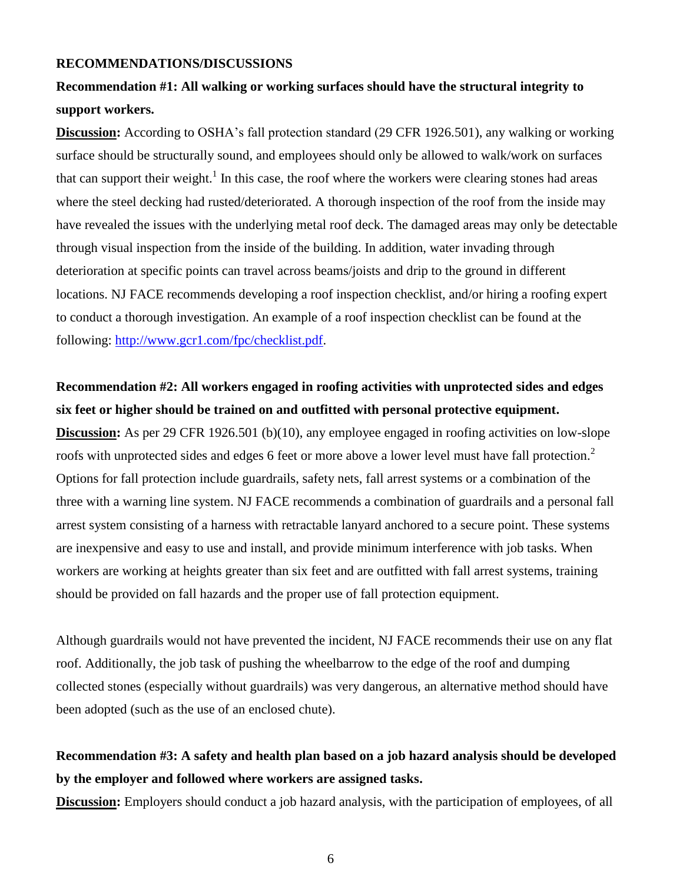## RECOMMENDATIONS/DISCUSSIONS

**Recommendation #1: All walking or working surfaces should have the structural integrity to support workers.**

**Discussion:** According to OSHA's fall protection standard (29 CFR 1926.501), any walking or working surface should be structurally sound, and employees should only be allowed to walk/work on surfaces that can support their weight.[1] In this case, the roof where the workers were clearing stones had areas where the steel decking had rusted/deteriorated. A thorough inspection of the roof from the inside may have revealed the issues with the underlying metal roof deck. The damaged areas may only be detectable through visual inspection from the inside of the building. In addition, water invading through deterioration at specific points can travel across beams/joists and drip to the ground in different locations. NJ FACE recommends developing a roof inspection checklist, and/or hiring a roofing expert to conduct a thorough investigation. An example of a roof inspection checklist can be found at the following: http://www.gcr1.com/fpc/checklist.pdf.

**Recommendation #2: All workers engaged in roofing activities with unprotected sides and edges six feet or higher should be trained on and outfitted with personal protective equipment.**

**Discussion:** As per 29 CFR 1926.501 (b)(10), any employee engaged in roofing activities on low-slope roofs with unprotected sides and edges 6 feet or more above a lower level must have fall protection.[2] Options for fall protection include guardrails, safety nets, fall arrest systems or a combination of the three with a warning line system. NJ FACE recommends a combination of guardrails and a personal fall arrest system consisting of a harness with retractable lanyard anchored to a secure point. These systems are inexpensive and easy to use and install, and provide minimum interference with job tasks. When workers are working at heights greater than six feet and are outfitted with fall arrest systems, training should be provided on fall hazards and the proper use of fall protection equipment.

Although guardrails would not have prevented the incident, NJ FACE recommends their use on any flat roof. Additionally, the job task of pushing the wheelbarrow to the edge of the roof and dumping collected stones (especially without guardrails) was very dangerous, an alternative method should have been adopted (such as the use of an enclosed chute).

**Recommendation #3: A safety and health plan based on a job hazard analysis should be developed by the employer and followed where workers are assigned tasks.**

**Discussion:** Employers should conduct a job hazard analysis, with the participation of employees, of all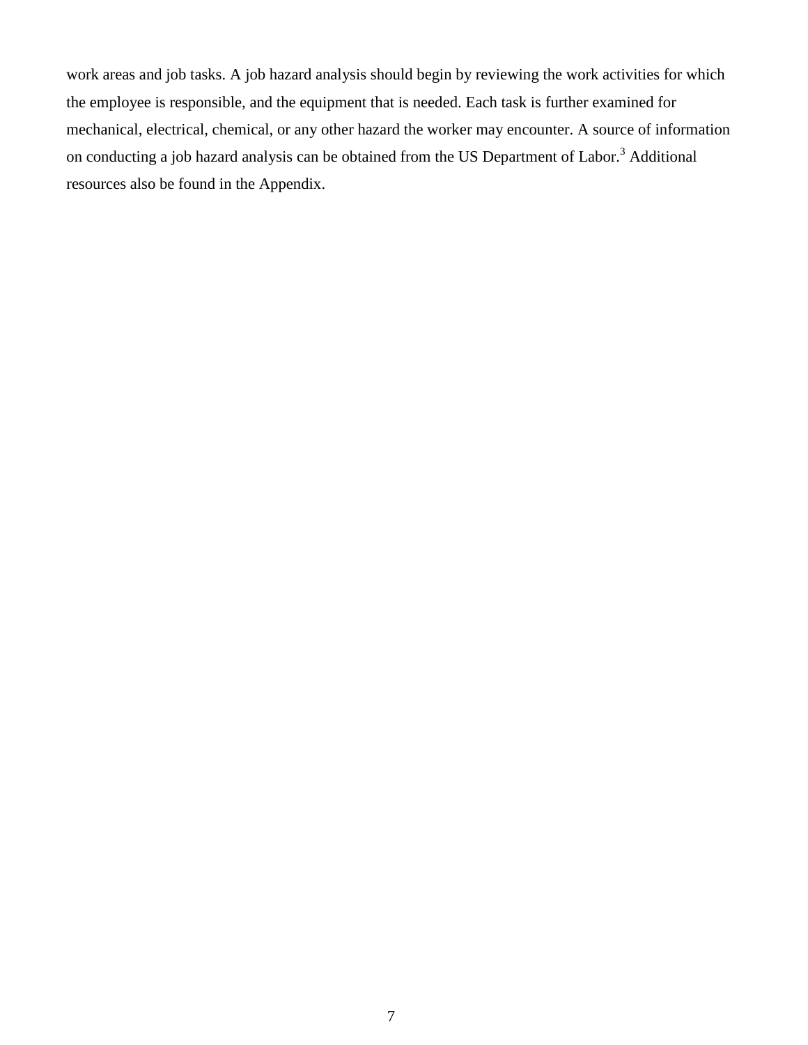work areas and job tasks. A job hazard analysis should begin by reviewing the work activities for which the employee is responsible, and the equipment that is needed. Each task is further examined for mechanical, electrical, chemical, or any other hazard the worker may encounter. A source of information on conducting a job hazard analysis can be obtained from the US Department of Labor.[3] Additional resources also be found in the Appendix.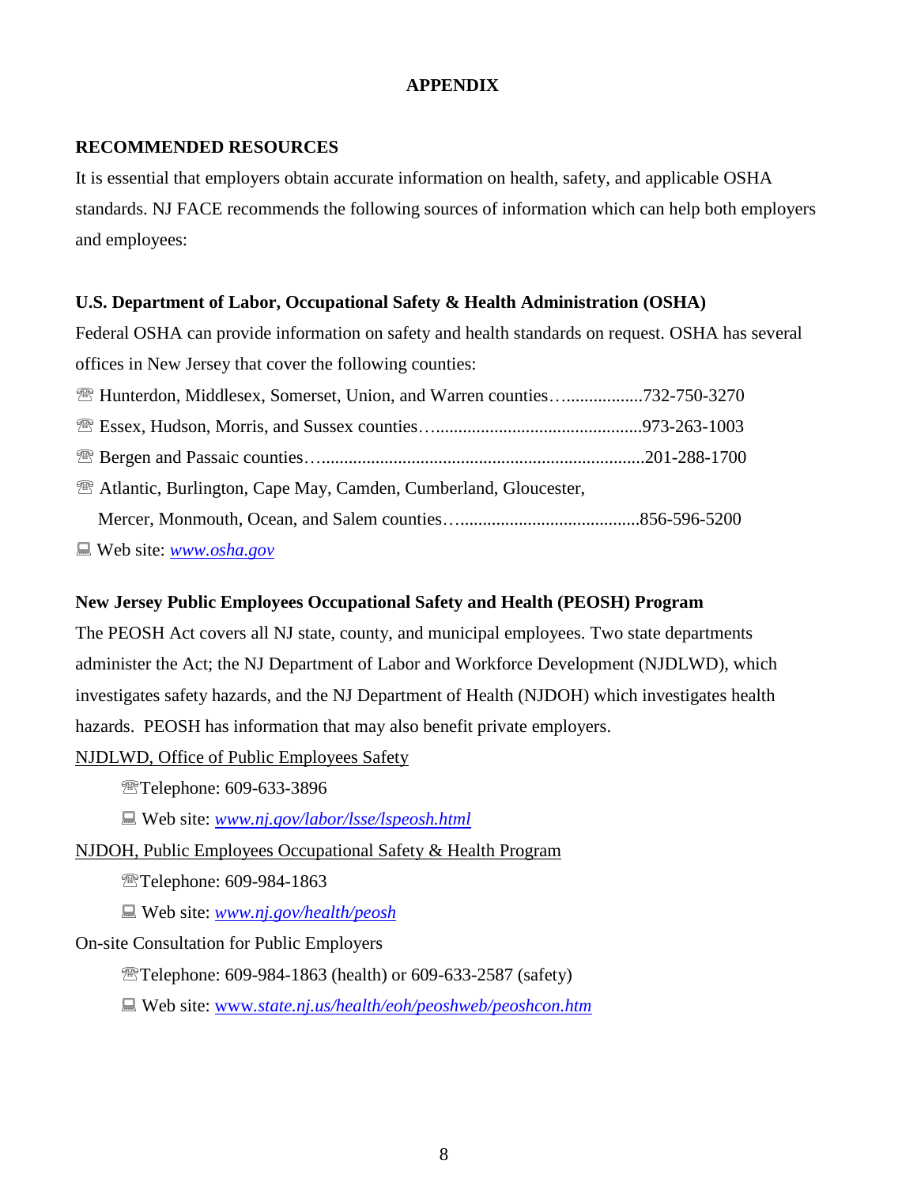# APPENDIX

## RECOMMENDED RESOURCES

It is essential that employers obtain accurate information on health, safety, and applicable OSHA standards. NJ FACE recommends the following sources of information which can help both employers and employees:

### U.S. Department of Labor, Occupational Safety & Health Administration (OSHA)

Federal OSHA can provide information on safety and health standards on request. OSHA has several offices in New Jersey that cover the following counties:

☏ Hunterdon, Middlesex, Somerset, Union, and Warren counties…..................732-750-3270
☏ Essex, Hudson, Morris, and Sussex counties…..............................................973-263-1003
☏ Bergen and Passaic counties….........................................................................201-288-1700
☏ Atlantic, Burlington, Cape May, Camden, Cumberland, Gloucester,
   Mercer, Monmouth, Ocean, and Salem counties…........................................856-596-5200

💻 Web site: *www.osha.gov*

### New Jersey Public Employees Occupational Safety and Health (PEOSH) Program

The PEOSH Act covers all NJ state, county, and municipal employees. Two state departments administer the Act; the NJ Department of Labor and Workforce Development (NJDLWD), which investigates safety hazards, and the NJ Department of Health (NJDOH) which investigates health hazards. PEOSH has information that may also benefit private employers.

NJDLWD, Office of Public Employees Safety

- ☏Telephone: 609-633-3896
- 💻 Web site: *www.nj.gov/labor/lsse/lspeosh.html*

NJDOH, Public Employees Occupational Safety & Health Program

- ☏Telephone: 609-984-1863
- 💻 Web site: *www.nj.gov/health/peosh*

On-site Consultation for Public Employers

- ☏Telephone: 609-984-1863 (health) or 609-633-2587 (safety)
- 💻 Web site: www.*state.nj.us/health/eoh/peoshweb/peoshcon.htm*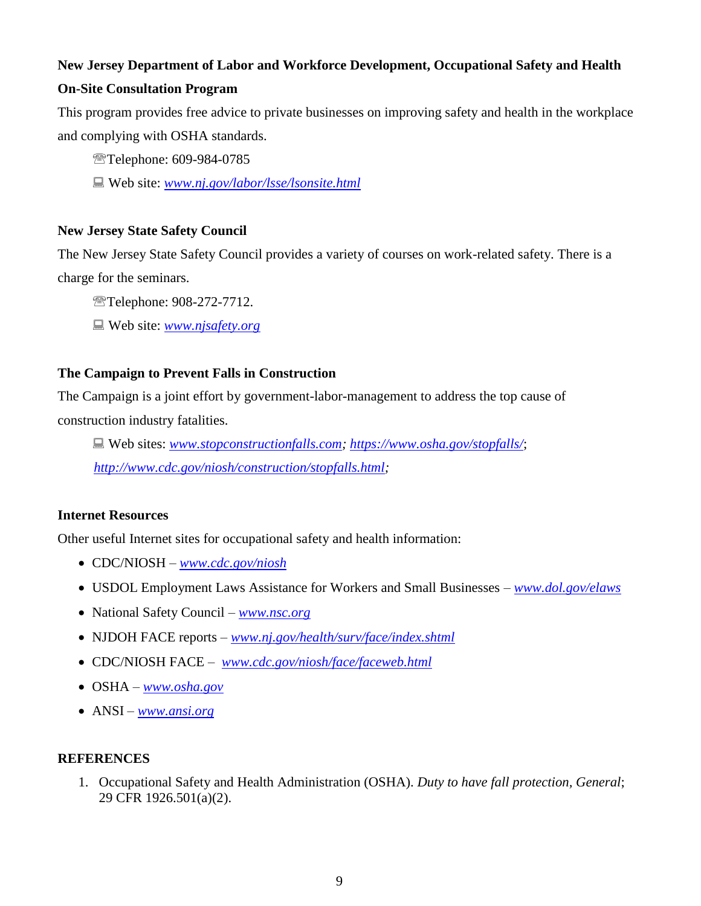**New Jersey Department of Labor and Workforce Development, Occupational Safety and Health On-Site Consultation Program**

This program provides free advice to private businesses on improving safety and health in the workplace and complying with OSHA standards.

℡Telephone: 609-984-0785

🖳 Web site: *www.nj.gov/labor/lsse/lsonsite.html*

**New Jersey State Safety Council**

The New Jersey State Safety Council provides a variety of courses on work-related safety. There is a charge for the seminars.

℡Telephone: 908-272-7712.

🖳 Web site: *www.njsafety.org*

**The Campaign to Prevent Falls in Construction**

The Campaign is a joint effort by government-labor-management to address the top cause of construction industry fatalities.

🖳 Web sites: *www.stopconstructionfalls.com; https://www.osha.gov/stopfalls/*; *http://www.cdc.gov/niosh/construction/stopfalls.html;*

**Internet Resources**

Other useful Internet sites for occupational safety and health information:

- CDC/NIOSH – *www.cdc.gov/niosh*
- USDOL Employment Laws Assistance for Workers and Small Businesses – *www.dol.gov/elaws*
- National Safety Council – *www.nsc.org*
- NJDOH FACE reports – *www.nj.gov/health/surv/face/index.shtml*
- CDC/NIOSH FACE – *www.cdc.gov/niosh/face/faceweb.html*
- OSHA – *www.osha.gov*
- ANSI – *www.ansi.org*

**REFERENCES**

1. Occupational Safety and Health Administration (OSHA). *Duty to have fall protection, General*; 29 CFR 1926.501(a)(2).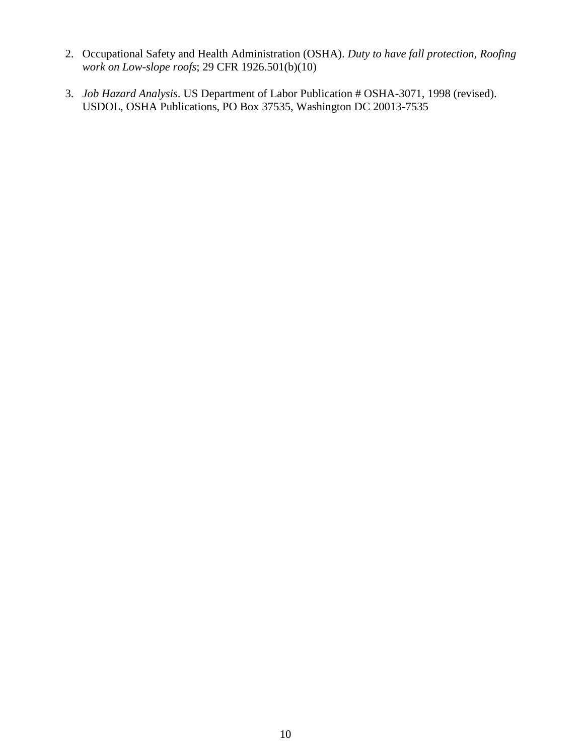2. Occupational Safety and Health Administration (OSHA). *Duty to have fall protection, Roofing work on Low-slope roofs*; 29 CFR 1926.501(b)(10)

3. *Job Hazard Analysis*. US Department of Labor Publication # OSHA-3071, 1998 (revised). USDOL, OSHA Publications, PO Box 37535, Washington DC 20013-7535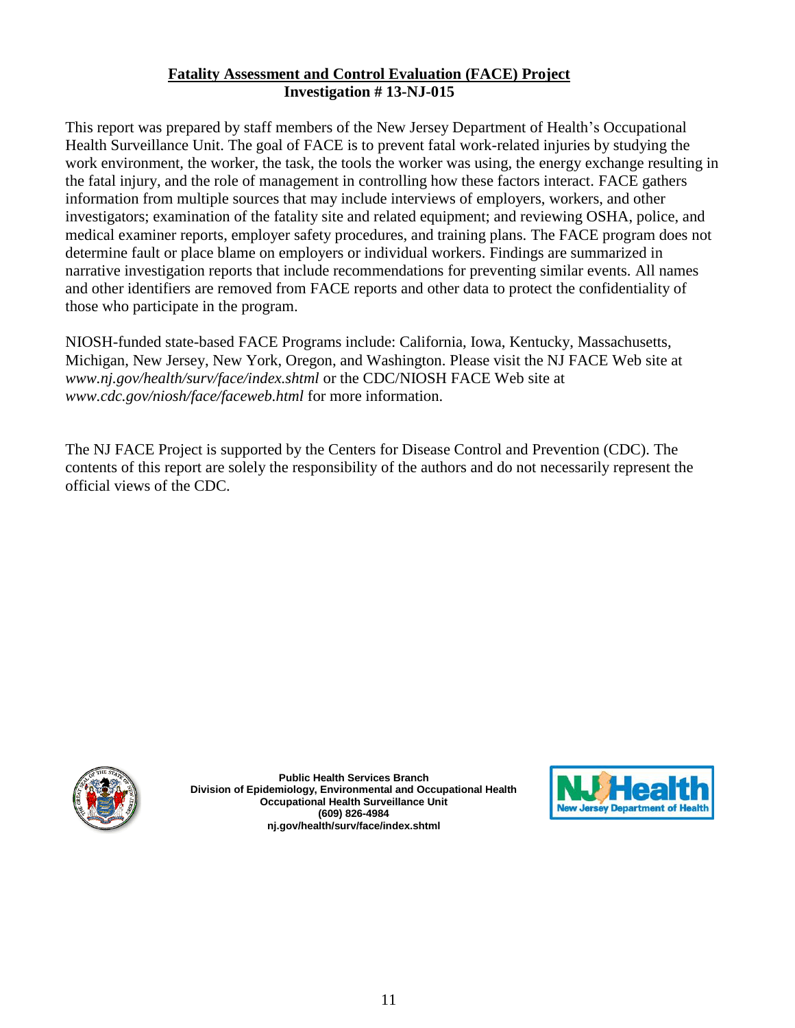**<u>Fatality Assessment and Control Evaluation (FACE) Project</u>**
**Investigation # 13-NJ-015**

This report was prepared by staff members of the New Jersey Department of Health's Occupational Health Surveillance Unit. The goal of FACE is to prevent fatal work-related injuries by studying the work environment, the worker, the task, the tools the worker was using, the energy exchange resulting in the fatal injury, and the role of management in controlling how these factors interact. FACE gathers information from multiple sources that may include interviews of employers, workers, and other investigators; examination of the fatality site and related equipment; and reviewing OSHA, police, and medical examiner reports, employer safety procedures, and training plans. The FACE program does not determine fault or place blame on employers or individual workers. Findings are summarized in narrative investigation reports that include recommendations for preventing similar events. All names and other identifiers are removed from FACE reports and other data to protect the confidentiality of those who participate in the program.

NIOSH-funded state-based FACE Programs include: California, Iowa, Kentucky, Massachusetts, Michigan, New Jersey, New York, Oregon, and Washington. Please visit the NJ FACE Web site at *www.nj.gov/health/surv/face/index.shtml* or the CDC/NIOSH FACE Web site at *www.cdc.gov/niosh/face/faceweb.html* for more information.

The NJ FACE Project is supported by the Centers for Disease Control and Prevention (CDC). The contents of this report are solely the responsibility of the authors and do not necessarily represent the official views of the CDC.

**Public Health Services Branch**
**Division of Epidemiology, Environmental and Occupational Health**
**Occupational Health Surveillance Unit**
**(609) 826-4984**
**nj.gov/health/surv/face/index.shtml**

NJ Health
New Jersey Department of Health